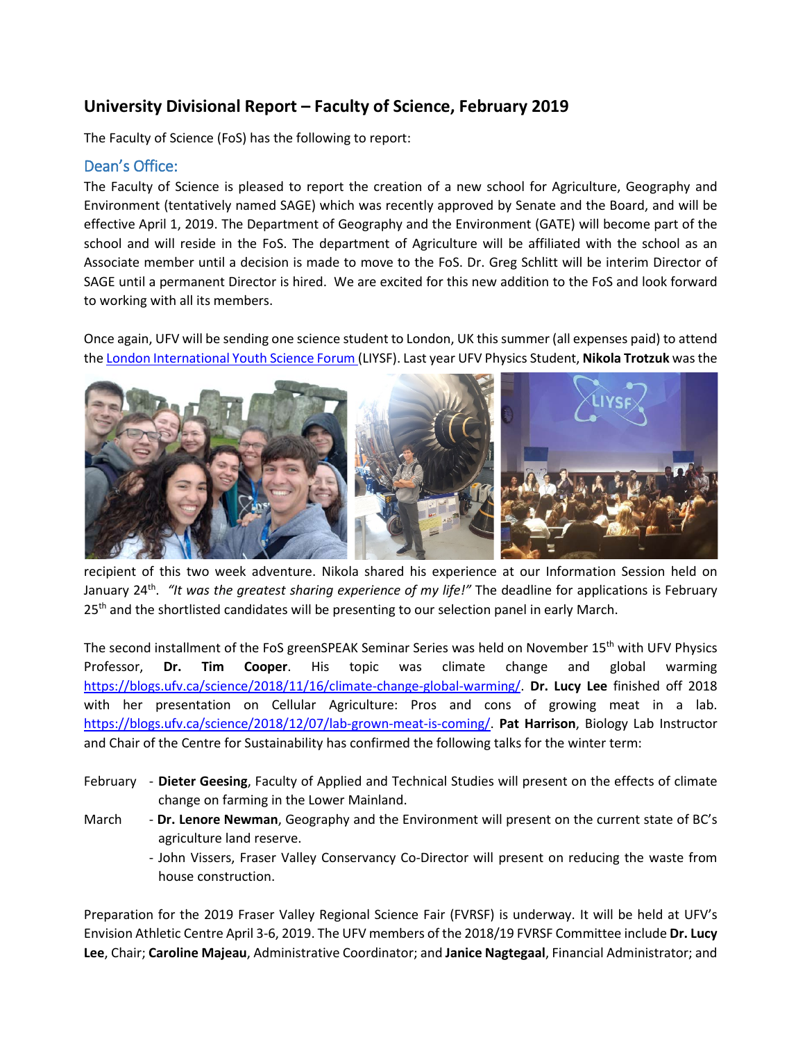## University Divisional Report – Faculty of Science, February 2019

The Faculty of Science (FoS) has the following to report:

### Dean's Office:

The Faculty of Science is pleased to report the creation of a new school for Agriculture, Geography and Environment (tentatively named SAGE) which was recently approved by Senate and the Board, and will be effective April 1, 2019. The Department of Geography and the Environment (GATE) will become part of the school and will reside in the FoS. The department of Agriculture will be affiliated with the school as an Associate member until a decision is made to move to the FoS. Dr. Greg Schlitt will be interim Director of SAGE until a permanent Director is hired. We are excited for this new addition to the FoS and look forward to working with all its members.

Once again, UFV will be sending one science student to London, UK this summer (all expenses paid) to attend the London International Youth Science Forum (LIYSF). Last year UFV Physics Student, **Nikola Trotzuk** was the recipient of this two week adventure. Nikola shared his experience at our Information Session held on January 24th. *"It was the greatest sharing experience of my life!"* The deadline for applications is February 25th and the shortlisted candidates will be presenting to our selection panel in early March.

The second installment of the FoS greenSPEAK Seminar Series was held on November 15th with UFV Physics Professor, **Dr. Tim Cooper**. His topic was climate change and global warming https://blogs.ufv.ca/science/2018/11/16/climate-change-global-warming/. **Dr. Lucy Lee** finished off 2018 with her presentation on Cellular Agriculture: Pros and cons of growing meat in a lab. https://blogs.ufv.ca/science/2018/12/07/lab-grown-meat-is-coming/. **Pat Harrison**, Biology Lab Instructor and Chair of the Centre for Sustainability has confirmed the following talks for the winter term:

February - **Dieter Geesing**, Faculty of Applied and Technical Studies will present on the effects of climate change on farming in the Lower Mainland.

March - **Dr. Lenore Newman**, Geography and the Environment will present on the current state of BC's agriculture land reserve.
- John Vissers, Fraser Valley Conservancy Co-Director will present on reducing the waste from house construction.

Preparation for the 2019 Fraser Valley Regional Science Fair (FVRSF) is underway. It will be held at UFV's Envision Athletic Centre April 3-6, 2019. The UFV members of the 2018/19 FVRSF Committee include **Dr. Lucy Lee**, Chair; **Caroline Majeau**, Administrative Coordinator; and **Janice Nagtegaal**, Financial Administrator; and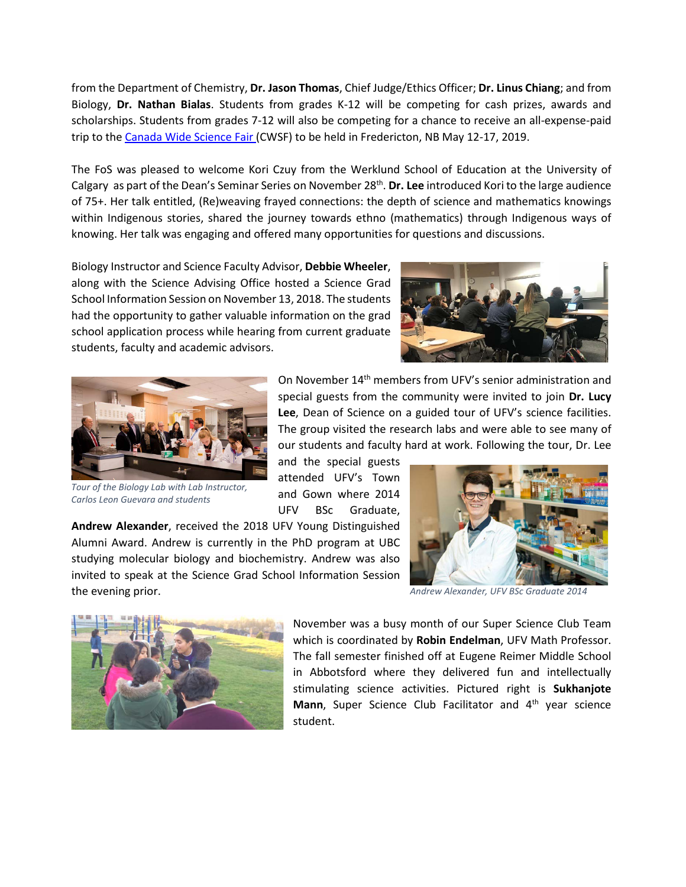from the Department of Chemistry, **Dr. Jason Thomas**, Chief Judge/Ethics Officer; **Dr. Linus Chiang**; and from Biology, **Dr. Nathan Bialas**. Students from grades K-12 will be competing for cash prizes, awards and scholarships. Students from grades 7-12 will also be competing for a chance to receive an all-expense-paid trip to the [Canada Wide Science Fair](#) (CWSF) to be held in Fredericton, NB May 12-17, 2019.

The FoS was pleased to welcome Kori Czuy from the Werklund School of Education at the University of Calgary as part of the Dean's Seminar Series on November 28th. **Dr. Lee** introduced Kori to the large audience of 75+. Her talk entitled, (Re)weaving frayed connections: the depth of science and mathematics knowings within Indigenous stories, shared the journey towards ethno (mathematics) through Indigenous ways of knowing. Her talk was engaging and offered many opportunities for questions and discussions.

Biology Instructor and Science Faculty Advisor, **Debbie Wheeler**, along with the Science Advising Office hosted a Science Grad School Information Session on November 13, 2018. The students had the opportunity to gather valuable information on the grad school application process while hearing from current graduate students, faculty and academic advisors.

*Tour of the Biology Lab with Lab Instructor, Carlos Leon Guevara and students*

On November 14th members from UFV's senior administration and special guests from the community were invited to join **Dr. Lucy Lee**, Dean of Science on a guided tour of UFV's science facilities. The group visited the research labs and were able to see many of our students and faculty hard at work. Following the tour, Dr. Lee and the special guests attended UFV's Town and Gown where 2014 UFV BSc Graduate, **Andrew Alexander**, received the 2018 UFV Young Distinguished Alumni Award. Andrew is currently in the PhD program at UBC studying molecular biology and biochemistry. Andrew was also invited to speak at the Science Grad School Information Session the evening prior.

*Andrew Alexander, UFV BSc Graduate 2014*

November was a busy month of our Super Science Club Team which is coordinated by **Robin Endelman**, UFV Math Professor. The fall semester finished off at Eugene Reimer Middle School in Abbotsford where they delivered fun and intellectually stimulating science activities. Pictured right is **Sukhanjote Mann**, Super Science Club Facilitator and 4th year science student.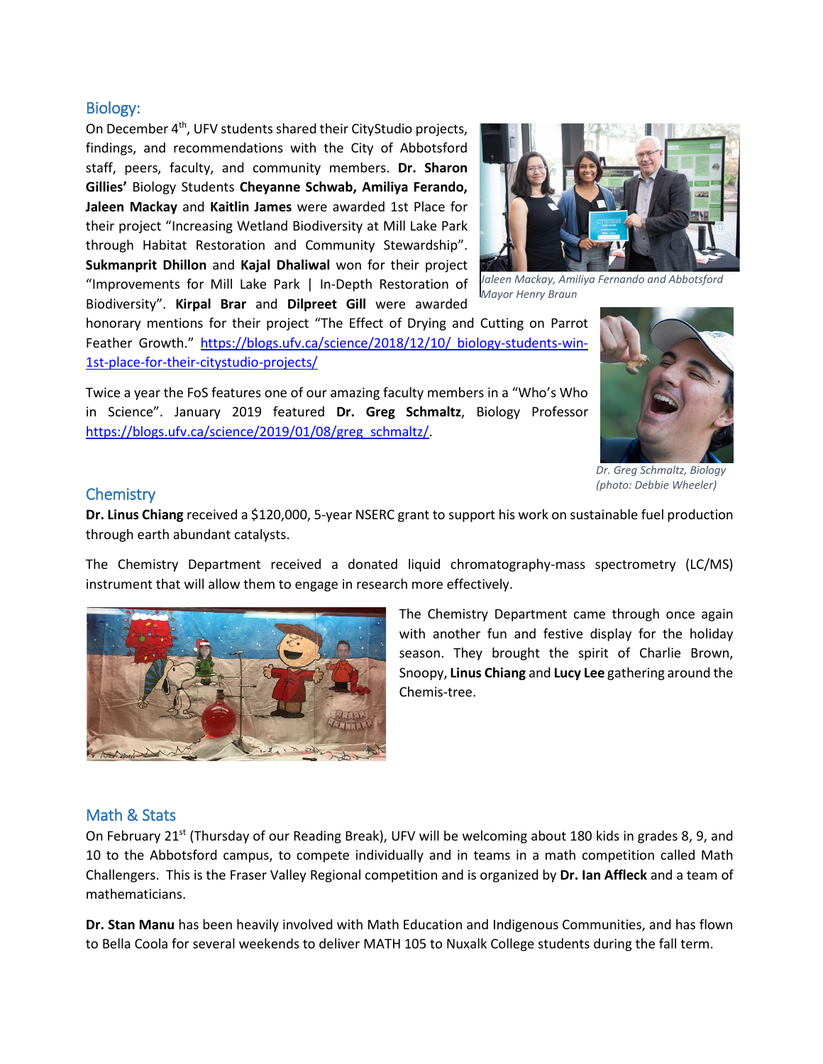## Biology:

On December 4th, UFV students shared their CityStudio projects, findings, and recommendations with the City of Abbotsford staff, peers, faculty, and community members. **Dr. Sharon Gillies'** Biology Students **Cheyanne Schwab, Amiliya Ferando, Jaleen Mackay** and **Kaitlin James** were awarded 1st Place for their project "Increasing Wetland Biodiversity at Mill Lake Park through Habitat Restoration and Community Stewardship". **Sukmanprit Dhillon** and **Kajal Dhaliwal** won for their project "Improvements for Mill Lake Park | In-Depth Restoration of Biodiversity". **Kirpal Brar** and **Dilpreet Gill** were awarded honorary mentions for their project "The Effect of Drying and Cutting on Parrot Feather Growth." https://blogs.ufv.ca/science/2018/12/10/_biology-students-win-1st-place-for-their-citystudio-projects/

*Jaleen Mackay, Amiliya Fernando and Abbotsford Mayor Henry Braun*

Twice a year the FoS features one of our amazing faculty members in a "Who's Who in Science". January 2019 featured **Dr. Greg Schmaltz**, Biology Professor https://blogs.ufv.ca/science/2019/01/08/greg_schmaltz/.

*Dr. Greg Schmaltz, Biology (photo: Debbie Wheeler)*

## Chemistry

**Dr. Linus Chiang** received a $120,000, 5-year NSERC grant to support his work on sustainable fuel production through earth abundant catalysts.

The Chemistry Department received a donated liquid chromatography-mass spectrometry (LC/MS) instrument that will allow them to engage in research more effectively.

The Chemistry Department came through once again with another fun and festive display for the holiday season. They brought the spirit of Charlie Brown, Snoopy, **Linus Chiang** and **Lucy Lee** gathering around the Chemis-tree.

## Math & Stats

On February 21st (Thursday of our Reading Break), UFV will be welcoming about 180 kids in grades 8, 9, and 10 to the Abbotsford campus, to compete individually and in teams in a math competition called Math Challengers. This is the Fraser Valley Regional competition and is organized by **Dr. Ian Affleck** and a team of mathematicians.

**Dr. Stan Manu** has been heavily involved with Math Education and Indigenous Communities, and has flown to Bella Coola for several weekends to deliver MATH 105 to Nuxalk College students during the fall term.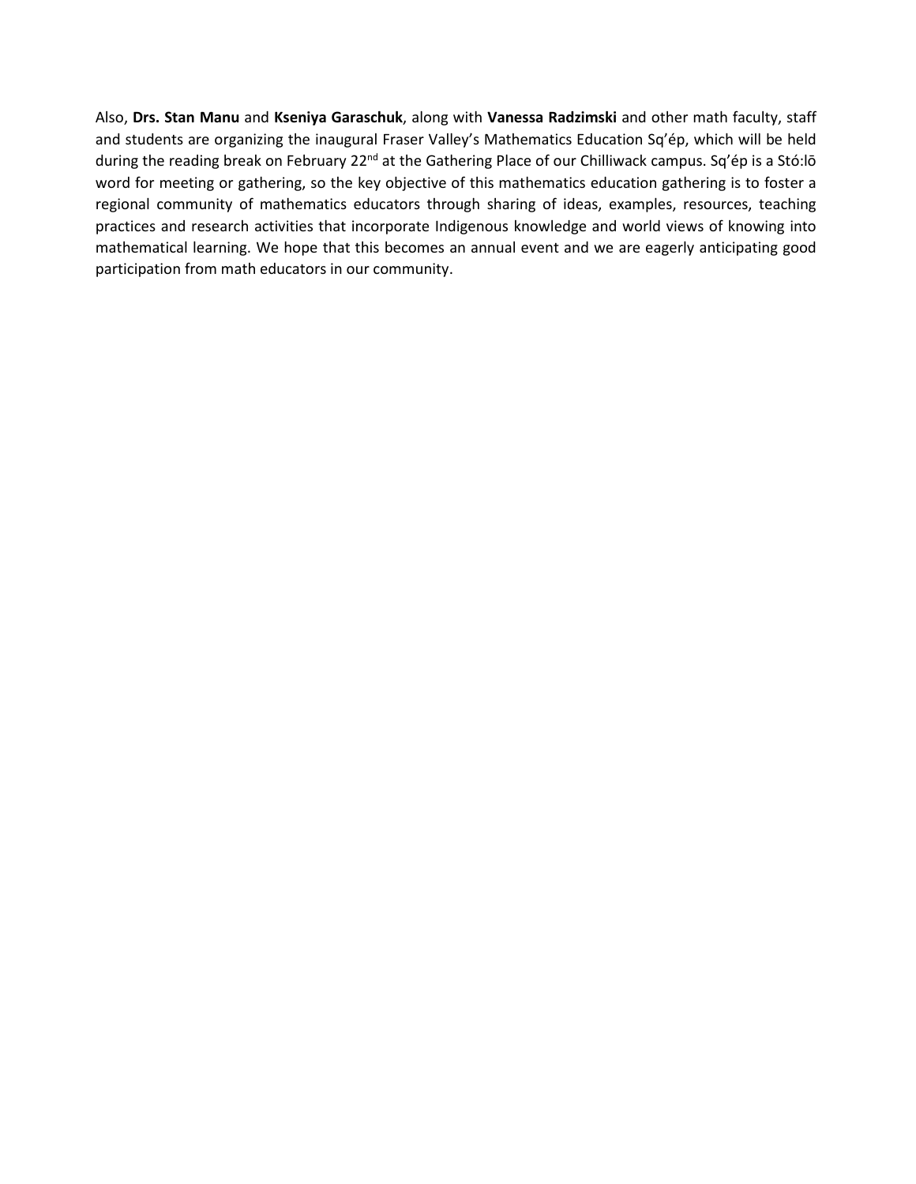Also, **Drs. Stan Manu** and **Kseniya Garaschuk**, along with **Vanessa Radzimski** and other math faculty, staff and students are organizing the inaugural Fraser Valley's Mathematics Education Sq'ép, which will be held during the reading break on February 22nd at the Gathering Place of our Chilliwack campus. Sq'ép is a Stó:lō word for meeting or gathering, so the key objective of this mathematics education gathering is to foster a regional community of mathematics educators through sharing of ideas, examples, resources, teaching practices and research activities that incorporate Indigenous knowledge and world views of knowing into mathematical learning. We hope that this becomes an annual event and we are eagerly anticipating good participation from math educators in our community.